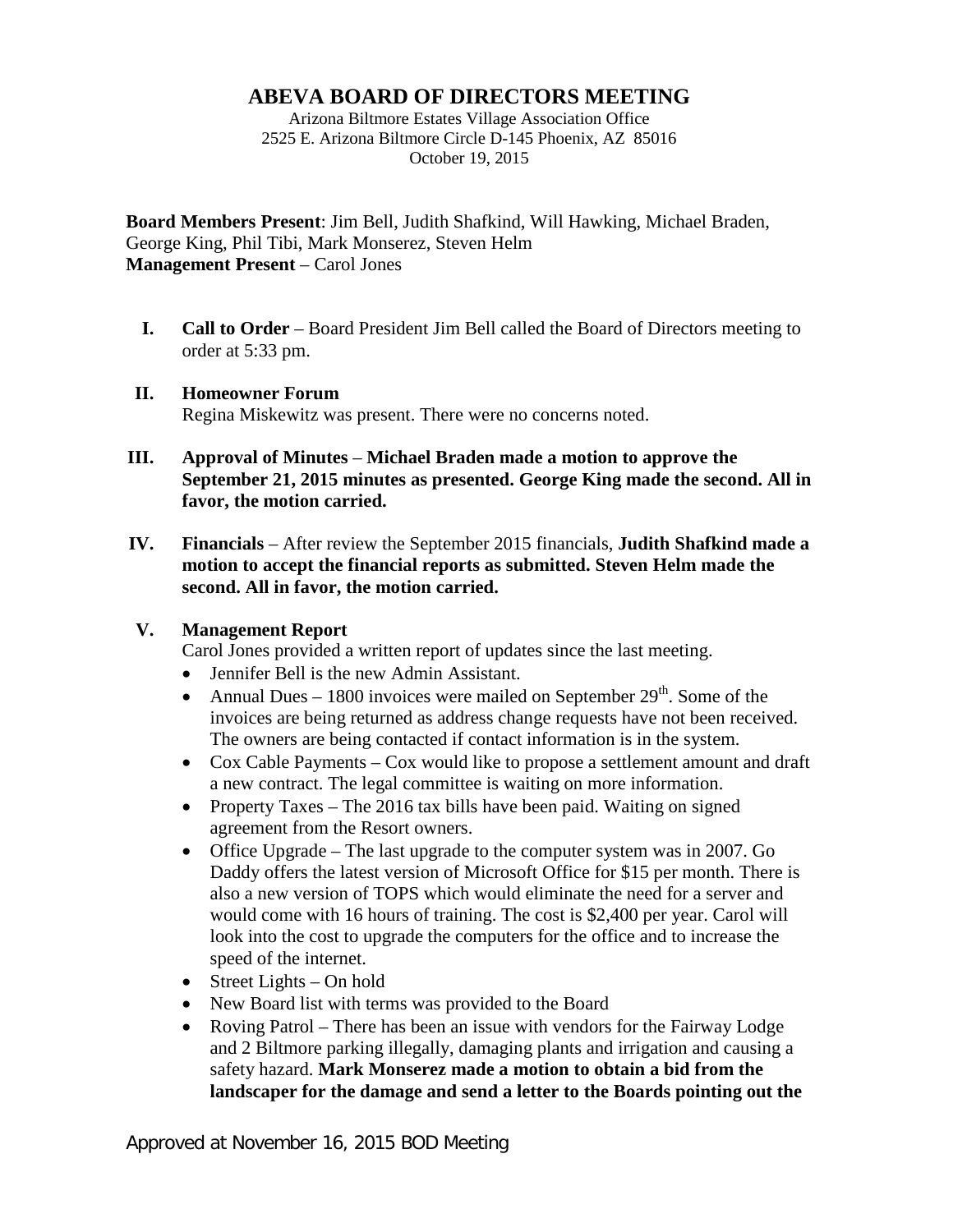# ABEVA BOARD OF DIRECTORS MEETING

Arizona Biltmore Estates Village Association Office
2525 E. Arizona Biltmore Circle D-145 Phoenix, AZ 85016
October 19, 2015

**Board Members Present**: Jim Bell, Judith Shafkind, Will Hawking, Michael Braden, George King, Phil Tibi, Mark Monserez, Steven Helm
**Management Present** – Carol Jones

I. **Call to Order** – Board President Jim Bell called the Board of Directors meeting to order at 5:33 pm.

II. **Homeowner Forum**
Regina Miskewitz was present. There were no concerns noted.

III. **Approval of Minutes** – **Michael Braden made a motion to approve the September 21, 2015 minutes as presented. George King made the second. All in favor, the motion carried.**

IV. **Financials** – After review the September 2015 financials, **Judith Shafkind made a motion to accept the financial reports as submitted. Steven Helm made the second. All in favor, the motion carried.**

V. **Management Report**
Carol Jones provided a written report of updates since the last meeting.

- Jennifer Bell is the new Admin Assistant.
- Annual Dues – 1800 invoices were mailed on September 29th. Some of the invoices are being returned as address change requests have not been received. The owners are being contacted if contact information is in the system.
- Cox Cable Payments – Cox would like to propose a settlement amount and draft a new contract. The legal committee is waiting on more information.
- Property Taxes – The 2016 tax bills have been paid. Waiting on signed agreement from the Resort owners.
- Office Upgrade – The last upgrade to the computer system was in 2007. Go Daddy offers the latest version of Microsoft Office for $15 per month. There is also a new version of TOPS which would eliminate the need for a server and would come with 16 hours of training. The cost is $2,400 per year. Carol will look into the cost to upgrade the computers for the office and to increase the speed of the internet.
- Street Lights – On hold
- New Board list with terms was provided to the Board
- Roving Patrol – There has been an issue with vendors for the Fairway Lodge and 2 Biltmore parking illegally, damaging plants and irrigation and causing a safety hazard. **Mark Monserez made a motion to obtain a bid from the landscaper for the damage and send a letter to the Boards pointing out the**

Approved at November 16, 2015 BOD Meeting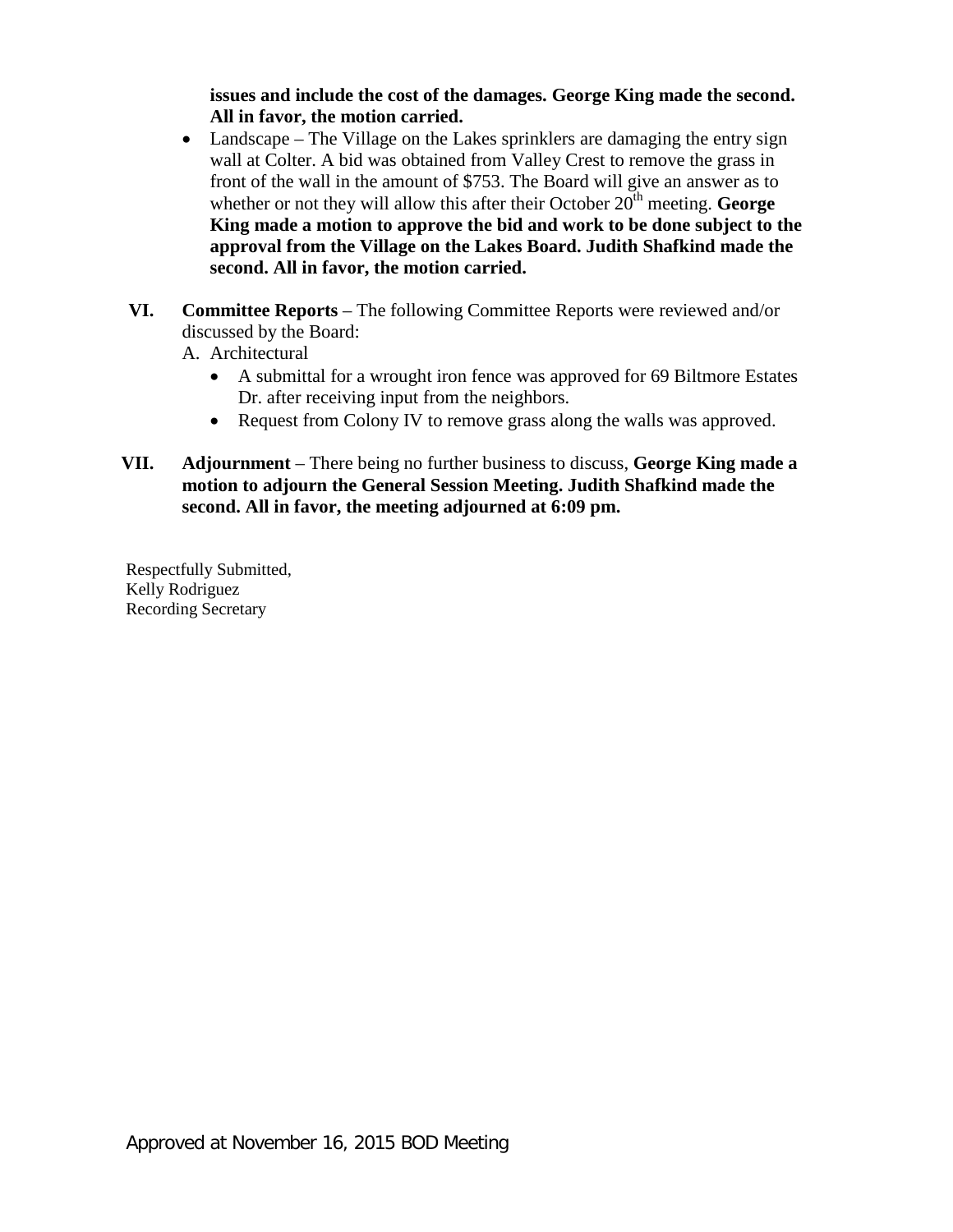**issues and include the cost of the damages. George King made the second. All in favor, the motion carried.**

- Landscape – The Village on the Lakes sprinklers are damaging the entry sign wall at Colter. A bid was obtained from Valley Crest to remove the grass in front of the wall in the amount of $753. The Board will give an answer as to whether or not they will allow this after their October 20th meeting. **George King made a motion to approve the bid and work to be done subject to the approval from the Village on the Lakes Board. Judith Shafkind made the second. All in favor, the motion carried.**

**VI. Committee Reports** – The following Committee Reports were reviewed and/or discussed by the Board:

A. Architectural

- A submittal for a wrought iron fence was approved for 69 Biltmore Estates Dr. after receiving input from the neighbors.
- Request from Colony IV to remove grass along the walls was approved.

**VII. Adjournment** – There being no further business to discuss, **George King made a motion to adjourn the General Session Meeting. Judith Shafkind made the second. All in favor, the meeting adjourned at 6:09 pm.**

Respectfully Submitted,
Kelly Rodriguez
Recording Secretary

Approved at November 16, 2015 BOD Meeting